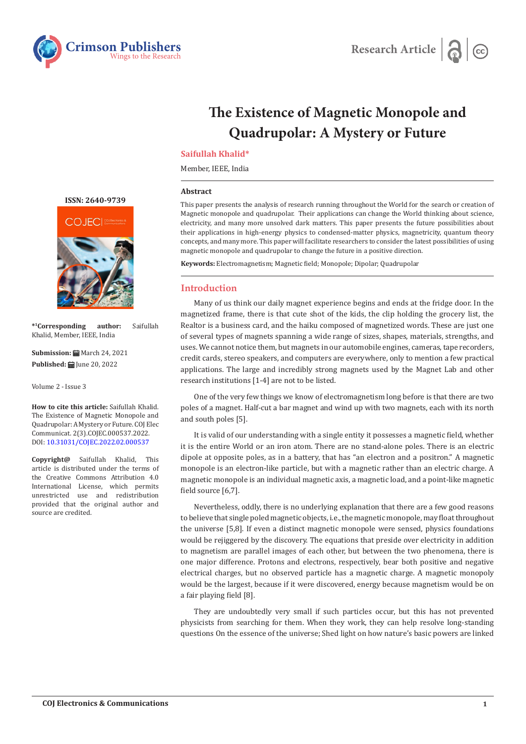Research Article

# The Existence of Magnetic Monopole and Quadrupolar: A Mystery or Future

**Saifullah Khalid***

Member, IEEE, India

**ISSN: 2640-9739**

***[1]Corresponding author:** Saifullah Khalid, Member, IEEE, India

**Submission:** March 24, 2021

**Published:** June 20, 2022

Volume 2 - Issue 3

**How to cite this article:** Saifullah Khalid. The Existence of Magnetic Monopole and Quadrupolar: A Mystery or Future. COJ Elec Communicat. 2(3).COJEC.000537.2022. DOI: 10.31031/COJEC.2022.02.000537

**Copyright@** Saifullah Khalid, This article is distributed under the terms of the Creative Commons Attribution 4.0 International License, which permits unrestricted use and redistribution provided that the original author and source are credited.

## Abstract

This paper presents the analysis of research running throughout the World for the search or creation of Magnetic monopole and quadrupolar. Their applications can change the World thinking about science, electricity, and many more unsolved dark matters. This paper presents the future possibilities about their applications in high-energy physics to condensed-matter physics, magnetricity, quantum theory concepts, and many more. This paper will facilitate researchers to consider the latest possibilities of using magnetic monopole and quadrupolar to change the future in a positive direction.

**Keywords:** Electromagnetism; Magnetic field; Monopole; Dipolar; Quadrupolar

## Introduction

Many of us think our daily magnet experience begins and ends at the fridge door. In the magnetized frame, there is that cute shot of the kids, the clip holding the grocery list, the Realtor is a business card, and the haiku composed of magnetized words. These are just one of several types of magnets spanning a wide range of sizes, shapes, materials, strengths, and uses. We cannot notice them, but magnets in our automobile engines, cameras, tape recorders, credit cards, stereo speakers, and computers are everywhere, only to mention a few practical applications. The large and incredibly strong magnets used by the Magnet Lab and other research institutions [1-4] are not to be listed.

One of the very few things we know of electromagnetism long before is that there are two poles of a magnet. Half-cut a bar magnet and wind up with two magnets, each with its north and south poles [5].

It is valid of our understanding with a single entity it possesses a magnetic field, whether it is the entire World or an iron atom. There are no stand-alone poles. There is an electric dipole at opposite poles, as in a battery, that has "an electron and a positron." A magnetic monopole is an electron-like particle, but with a magnetic rather than an electric charge. A magnetic monopole is an individual magnetic axis, a magnetic load, and a point-like magnetic field source [6,7].

Nevertheless, oddly, there is no underlying explanation that there are a few good reasons to believe that single poled magnetic objects, i.e., the magnetic monopole, may float throughout the universe [5,8]. If even a distinct magnetic monopole were sensed, physics foundations would be rejiggered by the discovery. The equations that preside over electricity in addition to magnetism are parallel images of each other, but between the two phenomena, there is one major difference. Protons and electrons, respectively, bear both positive and negative electrical charges, but no observed particle has a magnetic charge. A magnetic monopoly would be the largest, because if it were discovered, energy because magnetism would be on a fair playing field [8].

They are undoubtedly very small if such particles occur, but this has not prevented physicists from searching for them. When they work, they can help resolve long-standing questions On the essence of the universe; Shed light on how nature's basic powers are linked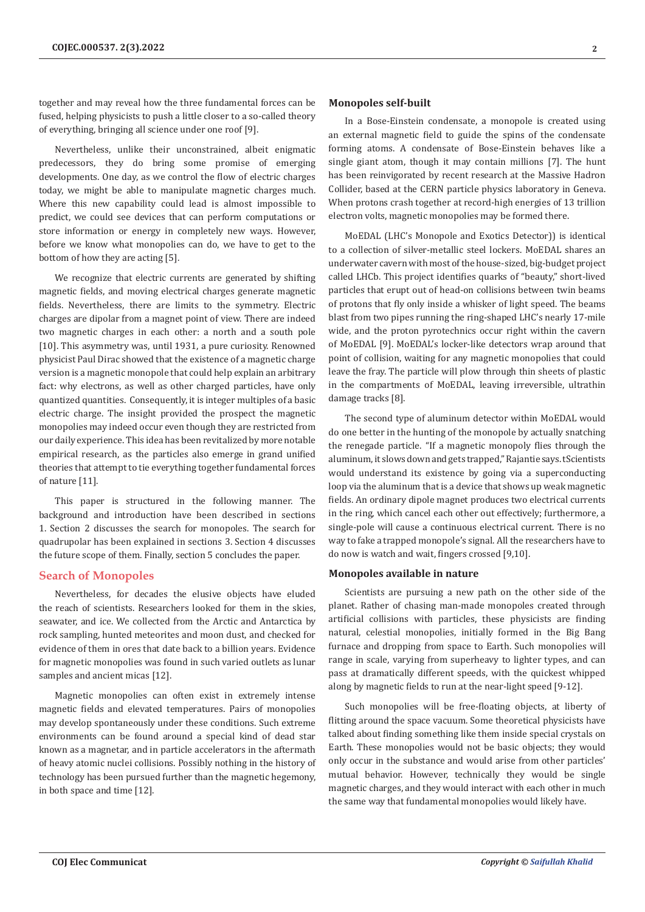together and may reveal how the three fundamental forces can be fused, helping physicists to push a little closer to a so-called theory of everything, bringing all science under one roof [9].

Nevertheless, unlike their unconstrained, albeit enigmatic predecessors, they do bring some promise of emerging developments. One day, as we control the flow of electric charges today, we might be able to manipulate magnetic charges much. Where this new capability could lead is almost impossible to predict, we could see devices that can perform computations or store information or energy in completely new ways. However, before we know what monopolies can do, we have to get to the bottom of how they are acting [5].

We recognize that electric currents are generated by shifting magnetic fields, and moving electrical charges generate magnetic fields. Nevertheless, there are limits to the symmetry. Electric charges are dipolar from a magnet point of view. There are indeed two magnetic charges in each other: a north and a south pole [10]. This asymmetry was, until 1931, a pure curiosity. Renowned physicist Paul Dirac showed that the existence of a magnetic charge version is a magnetic monopole that could help explain an arbitrary fact: why electrons, as well as other charged particles, have only quantized quantities. Consequently, it is integer multiples of a basic electric charge. The insight provided the prospect the magnetic monopolies may indeed occur even though they are restricted from our daily experience. This idea has been revitalized by more notable empirical research, as the particles also emerge in grand unified theories that attempt to tie everything together fundamental forces of nature [11].

This paper is structured in the following manner. The background and introduction have been described in sections 1. Section 2 discusses the search for monopoles. The search for quadrupolar has been explained in sections 3. Section 4 discusses the future scope of them. Finally, section 5 concludes the paper.

## Search of Monopoles

Nevertheless, for decades the elusive objects have eluded the reach of scientists. Researchers looked for them in the skies, seawater, and ice. We collected from the Arctic and Antarctica by rock sampling, hunted meteorites and moon dust, and checked for evidence of them in ores that date back to a billion years. Evidence for magnetic monopolies was found in such varied outlets as lunar samples and ancient micas [12].

Magnetic monopolies can often exist in extremely intense magnetic fields and elevated temperatures. Pairs of monopolies may develop spontaneously under these conditions. Such extreme environments can be found around a special kind of dead star known as a magnetar, and in particle accelerators in the aftermath of heavy atomic nuclei collisions. Possibly nothing in the history of technology has been pursued further than the magnetic hegemony, in both space and time [12].

### Monopoles self-built

In a Bose-Einstein condensate, a monopole is created using an external magnetic field to guide the spins of the condensate forming atoms. A condensate of Bose-Einstein behaves like a single giant atom, though it may contain millions [7]. The hunt has been reinvigorated by recent research at the Massive Hadron Collider, based at the CERN particle physics laboratory in Geneva. When protons crash together at record-high energies of 13 trillion electron volts, magnetic monopolies may be formed there.

MoEDAL (LHC's Monopole and Exotics Detector)) is identical to a collection of silver-metallic steel lockers. MoEDAL shares an underwater cavern with most of the house-sized, big-budget project called LHCb. This project identifies quarks of "beauty," short-lived particles that erupt out of head-on collisions between twin beams of protons that fly only inside a whisker of light speed. The beams blast from two pipes running the ring-shaped LHC's nearly 17-mile wide, and the proton pyrotechnics occur right within the cavern of MoEDAL [9]. MoEDAL's locker-like detectors wrap around that point of collision, waiting for any magnetic monopolies that could leave the fray. The particle will plow through thin sheets of plastic in the compartments of MoEDAL, leaving irreversible, ultrathin damage tracks [8].

The second type of aluminum detector within MoEDAL would do one better in the hunting of the monopole by actually snatching the renegade particle. "If a magnetic monopoly flies through the aluminum, it slows down and gets trapped," Rajantie says. tScientists would understand its existence by going via a superconducting loop via the aluminum that is a device that shows up weak magnetic fields. An ordinary dipole magnet produces two electrical currents in the ring, which cancel each other out effectively; furthermore, a single-pole will cause a continuous electrical current. There is no way to fake a trapped monopole's signal. All the researchers have to do now is watch and wait, fingers crossed [9,10].

### Monopoles available in nature

Scientists are pursuing a new path on the other side of the planet. Rather of chasing man-made monopoles created through artificial collisions with particles, these physicists are finding natural, celestial monopolies, initially formed in the Big Bang furnace and dropping from space to Earth. Such monopolies will range in scale, varying from superheavy to lighter types, and can pass at dramatically different speeds, with the quickest whipped along by magnetic fields to run at the near-light speed [9-12].

Such monopolies will be free-floating objects, at liberty of flitting around the space vacuum. Some theoretical physicists have talked about finding something like them inside special crystals on Earth. These monopolies would not be basic objects; they would only occur in the substance and would arise from other particles' mutual behavior. However, technically they would be single magnetic charges, and they would interact with each other in much the same way that fundamental monopolies would likely have.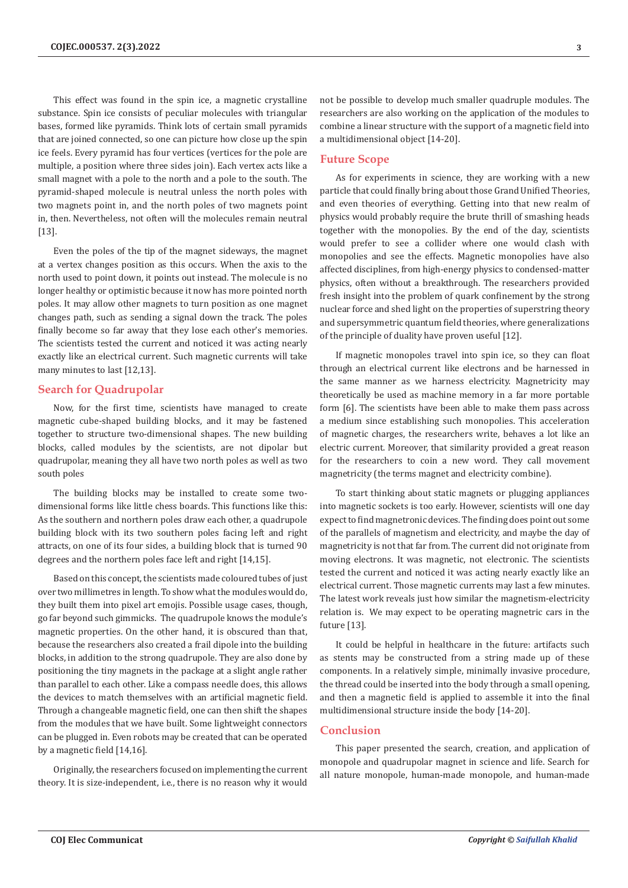This effect was found in the spin ice, a magnetic crystalline substance. Spin ice consists of peculiar molecules with triangular bases, formed like pyramids. Think lots of certain small pyramids that are joined connected, so one can picture how close up the spin ice feels. Every pyramid has four vertices (vertices for the pole are multiple, a position where three sides join). Each vertex acts like a small magnet with a pole to the north and a pole to the south. The pyramid-shaped molecule is neutral unless the north poles with two magnets point in, and the north poles of two magnets point in, then. Nevertheless, not often will the molecules remain neutral [13].

Even the poles of the tip of the magnet sideways, the magnet at a vertex changes position as this occurs. When the axis to the north used to point down, it points out instead. The molecule is no longer healthy or optimistic because it now has more pointed north poles. It may allow other magnets to turn position as one magnet changes path, such as sending a signal down the track. The poles finally become so far away that they lose each other's memories. The scientists tested the current and noticed it was acting nearly exactly like an electrical current. Such magnetic currents will take many minutes to last [12,13].

## Search for Quadrupolar

Now, for the first time, scientists have managed to create magnetic cube-shaped building blocks, and it may be fastened together to structure two-dimensional shapes. The new building blocks, called modules by the scientists, are not dipolar but quadrupolar, meaning they all have two north poles as well as two south poles

The building blocks may be installed to create some two-dimensional forms like little chess boards. This functions like this: As the southern and northern poles draw each other, a quadrupole building block with its two southern poles facing left and right attracts, on one of its four sides, a building block that is turned 90 degrees and the northern poles face left and right [14,15].

Based on this concept, the scientists made coloured tubes of just over two millimetres in length. To show what the modules would do, they built them into pixel art emojis. Possible usage cases, though, go far beyond such gimmicks. The quadrupole knows the module's magnetic properties. On the other hand, it is obscured than that, because the researchers also created a frail dipole into the building blocks, in addition to the strong quadrupole. They are also done by positioning the tiny magnets in the package at a slight angle rather than parallel to each other. Like a compass needle does, this allows the devices to match themselves with an artificial magnetic field. Through a changeable magnetic field, one can then shift the shapes from the modules that we have built. Some lightweight connectors can be plugged in. Even robots may be created that can be operated by a magnetic field [14,16].

Originally, the researchers focused on implementing the current theory. It is size-independent, i.e., there is no reason why it would not be possible to develop much smaller quadruple modules. The researchers are also working on the application of the modules to combine a linear structure with the support of a magnetic field into a multidimensional object [14-20].

## Future Scope

As for experiments in science, they are working with a new particle that could finally bring about those Grand Unified Theories, and even theories of everything. Getting into that new realm of physics would probably require the brute thrill of smashing heads together with the monopolies. By the end of the day, scientists would prefer to see a collider where one would clash with monopolies and see the effects. Magnetic monopoles have also affected disciplines, from high-energy physics to condensed-matter physics, often without a breakthrough. The researchers provided fresh insight into the problem of quark confinement by the strong nuclear force and shed light on the properties of superstring theory and supersymmetric quantum field theories, where generalizations of the principle of duality have proven useful [12].

If magnetic monopoles travel into spin ice, so they can float through an electrical current like electrons and be harnessed in the same manner as we harness electricity. Magnetricity may theoretically be used as machine memory in a far more portable form [6]. The scientists have been able to make them pass across a medium since establishing such monopoles. This acceleration of magnetic charges, the researchers write, behaves a lot like an electric current. Moreover, that similarity provided a great reason for the researchers to coin a new word. They call movement magnetricity (the terms magnet and electricity combine).

To start thinking about static magnets or plugging appliances into magnetic sockets is too early. However, scientists will one day expect to find magnetronic devices. The finding does point out some of the parallels of magnetism and electricity, and maybe the day of magnetricity is not that far from. The current did not originate from moving electrons. It was magnetic, not electronic. The scientists tested the current and noticed it was acting nearly exactly like an electrical current. Those magnetic currents may last a few minutes. The latest work reveals just how similar the magnetism-electricity relation is. We may expect to be operating magnetric cars in the future [13].

It could be helpful in healthcare in the future: artifacts such as stents may be constructed from a string made up of these components. In a relatively simple, minimally invasive procedure, the thread could be inserted into the body through a small opening, and then a magnetic field is applied to assemble it into the final multidimensional structure inside the body [14-20].

## Conclusion

This paper presented the search, creation, and application of monopole and quadrupolar magnet in science and life. Search for all nature monopole, human-made monopole, and human-made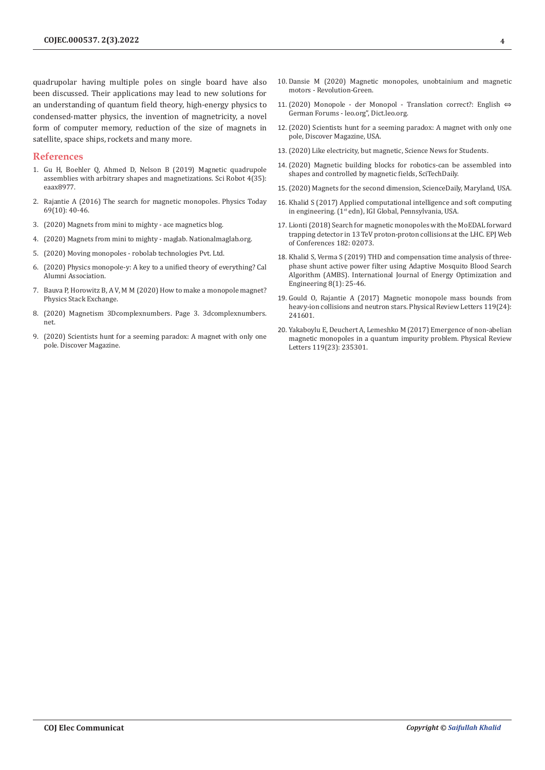quadrupolar having multiple poles on single board have also been discussed. Their applications may lead to new solutions for an understanding of quantum field theory, high-energy physics to condensed-matter physics, the invention of magnetricity, a novel form of computer memory, reduction of the size of magnets in satellite, space ships, rockets and many more.

## References

1. Gu H, Boehler Q, Ahmed D, Nelson B (2019) Magnetic quadrupole assemblies with arbitrary shapes and magnetizations. Sci Robot 4(35): eaax8977.
2. Rajantie A (2016) The search for magnetic monopoles. Physics Today 69(10): 40-46.
3. (2020) Magnets from mini to mighty - ace magnetics blog.
4. (2020) Magnets from mini to mighty - maglab. Nationalmaglab.org.
5. (2020) Moving monopoles - robolab technologies Pvt. Ltd.
6. (2020) Physics monopole-y: A key to a unified theory of everything? Cal Alumni Association.
7. Bauva P, Horowitz B, A V, M M (2020) How to make a monopole magnet? Physics Stack Exchange.
8. (2020) Magnetism 3Dcomplexnumbers. Page 3. 3dcomplexnumbers.net.
9. (2020) Scientists hunt for a seeming paradox: A magnet with only one pole. Discover Magazine.
10. Dansie M (2020) Magnetic monopoles, unobtainium and magnetic motors - Revolution-Green.
11. (2020) Monopole - der Monopol - Translation correct?: English ⇔ German Forums - leo.org", Dict.leo.org.
12. (2020) Scientists hunt for a seeming paradox: A magnet with only one pole, Discover Magazine, USA.
13. (2020) Like electricity, but magnetic, Science News for Students.
14. (2020) Magnetic building blocks for robotics-can be assembled into shapes and controlled by magnetic fields, SciTechDaily.
15. (2020) Magnets for the second dimension, ScienceDaily, Maryland, USA.
16. Khalid S (2017) Applied computational intelligence and soft computing in engineering. (1st edn), IGI Global, Pennsylvania, USA.
17. Lionti (2018) Search for magnetic monopoles with the MoEDAL forward trapping detector in 13 TeV proton-proton collisions at the LHC. EPJ Web of Conferences 182: 02073.
18. Khalid S, Verma S (2019) THD and compensation time analysis of three-phase shunt active power filter using Adaptive Mosquito Blood Search Algorithm (AMBS). International Journal of Energy Optimization and Engineering 8(1): 25-46.
19. Gould O, Rajantie A (2017) Magnetic monopole mass bounds from heavy-ion collisions and neutron stars. Physical Review Letters 119(24): 241601.
20. Yakaboylu E, Deuchert A, Lemeshko M (2017) Emergence of non-abelian magnetic monopoles in a quantum impurity problem. Physical Review Letters 119(23): 235301.